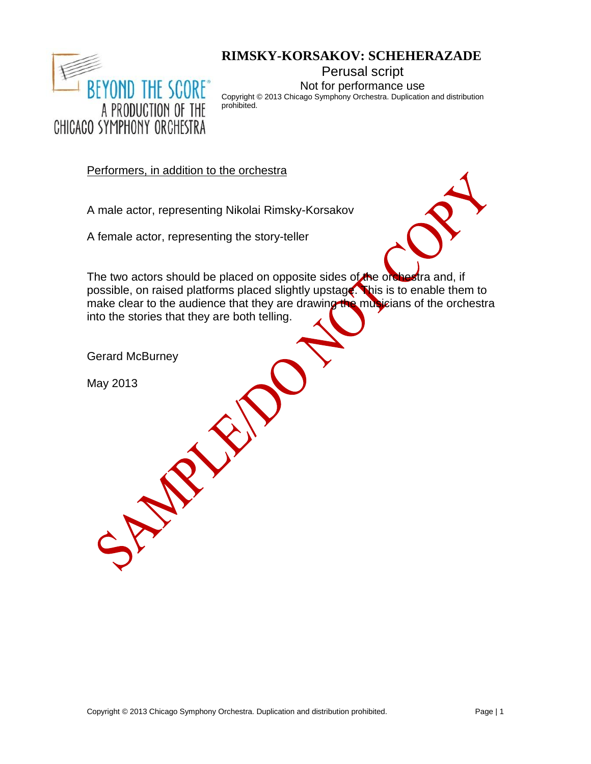# RIMSKY-KORSAKOV: SCHEHERAZADE

Perusal script

Not for performance use

Copyright © 2013 Chicago Symphony Orchestra. Duplication and distribution prohibited.

BEYOND THE SCORE® A PRODUCTION OF THE CHICAGO SYMPHONY ORCHESTRA

SAMPLE/DO NOT COPY

<u>Performers, in addition to the orchestra</u>

A male actor, representing Nikolai Rimsky-Korsakov

A female actor, representing the story-teller

The two actors should be placed on opposite sides of the orchestra and, if possible, on raised platforms placed slightly upstage. This is to enable them to make clear to the audience that they are drawing the musicians of the orchestra into the stories that they are both telling.

Gerard McBurney

May 2013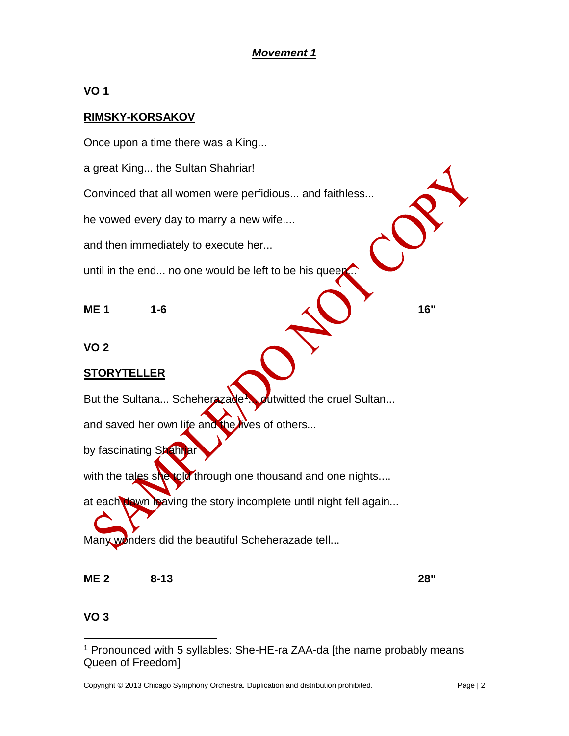## ***Movement 1***

**VO 1**

**RIMSKY-KORSAKOV**

Once upon a time there was a King...

a great King... the Sultan Shahriar!

Convinced that all women were perfidious... and faithless...

he vowed every day to marry a new wife....

and then immediately to execute her...

until in the end... no one would be left to be his queen...

**ME 1 1-6 16"**

**VO 2**

**STORYTELLER**

But the Sultana... Scheherazade[1]... outwitted the cruel Sultan...

and saved her own life and the lives of others...

by fascinating Shahriar

with the tales she told through one thousand and one nights....

at each dawn leaving the story incomplete until night fell again...

Many wonders did the beautiful Scheherazade tell...

**ME 2 8-13 28"**

**VO 3**

[1] Pronounced with 5 syllables: She-HE-ra ZAA-da [the name probably means Queen of Freedom]

Copyright © 2013 Chicago Symphony Orchestra. Duplication and distribution prohibited.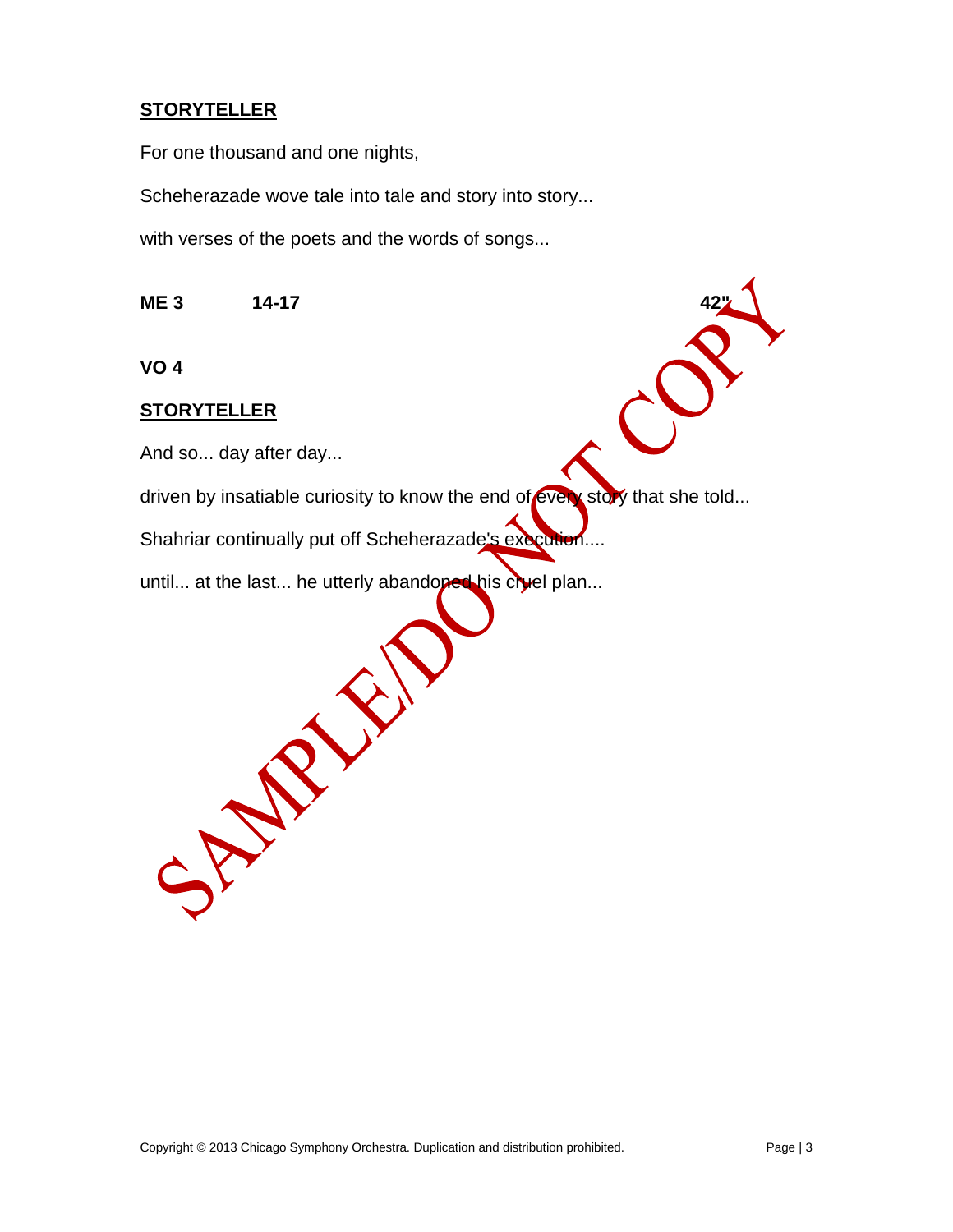**STORYTELLER**

For one thousand and one nights,

Scheherazade wove tale into tale and story into story...

with verses of the poets and the words of songs...

**ME 3 14-17 42"**

**VO 4**

**STORYTELLER**

And so... day after day...

driven by insatiable curiosity to know the end of every story that she told...

Shahriar continually put off Scheherazade's execution....

until... at the last... he utterly abandoned his cruel plan...

Copyright © 2013 Chicago Symphony Orchestra. Duplication and distribution prohibited.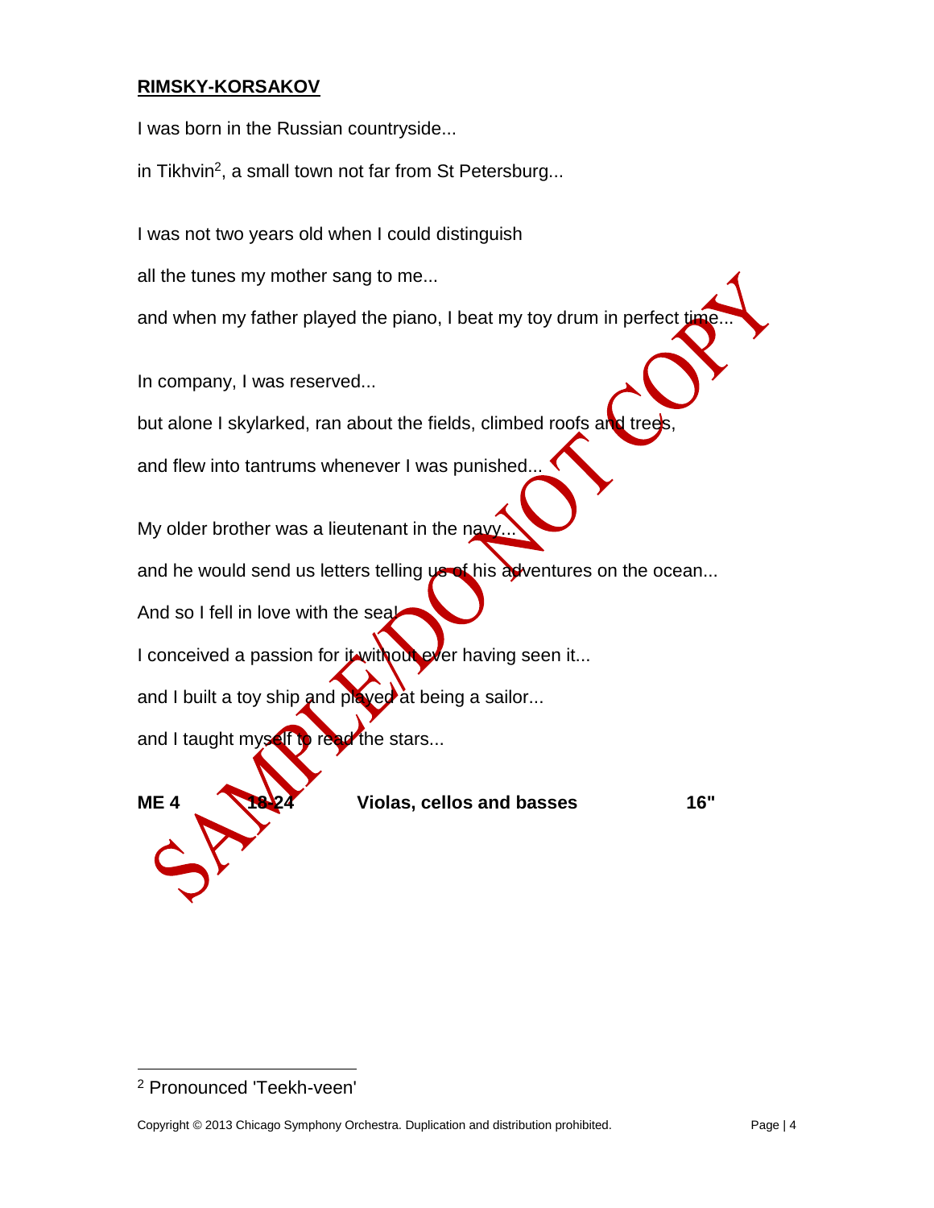## RIMSKY-KORSAKOV

I was born in the Russian countryside...

in Tikhvin[2], a small town not far from St Petersburg...

I was not two years old when I could distinguish

all the tunes my mother sang to me...

and when my father played the piano, I beat my toy drum in perfect time...

In company, I was reserved...

but alone I skylarked, ran about the fields, climbed roofs and trees,

and flew into tantrums whenever I was punished...

My older brother was a lieutenant in the navy...

and he would send us letters telling us of his adventures on the ocean...

And so I fell in love with the sea!

I conceived a passion for it without ever having seen it...

and I built a toy ship and played at being a sailor...

and I taught myself to read the stars...

**ME 4 18-24 Violas, cellos and basses 16"**

[2] Pronounced 'Teekh-veen'

Copyright © 2013 Chicago Symphony Orchestra. Duplication and distribution prohibited.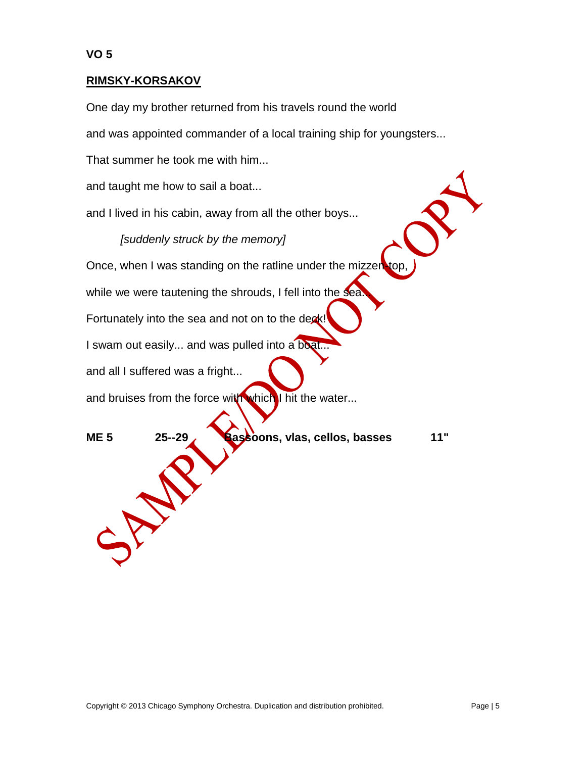**VO 5**

**RIMSKY-KORSAKOV**

One day my brother returned from his travels round the world

and was appointed commander of a local training ship for youngsters...

That summer he took me with him...

and taught me how to sail a boat...

and I lived in his cabin, away from all the other boys...

*[suddenly struck by the memory]*

Once, when I was standing on the ratline under the mizzen-top,

while we were tautening the shrouds, I fell into the sea...

Fortunately into the sea and not on to the deck!

I swam out easily... and was pulled into a boat...

and all I suffered was a fright...

and bruises from the force with which I hit the water...

**ME 5 25--29 Bassoons, vlas, cellos, basses 11"**

Copyright © 2013 Chicago Symphony Orchestra. Duplication and distribution prohibited.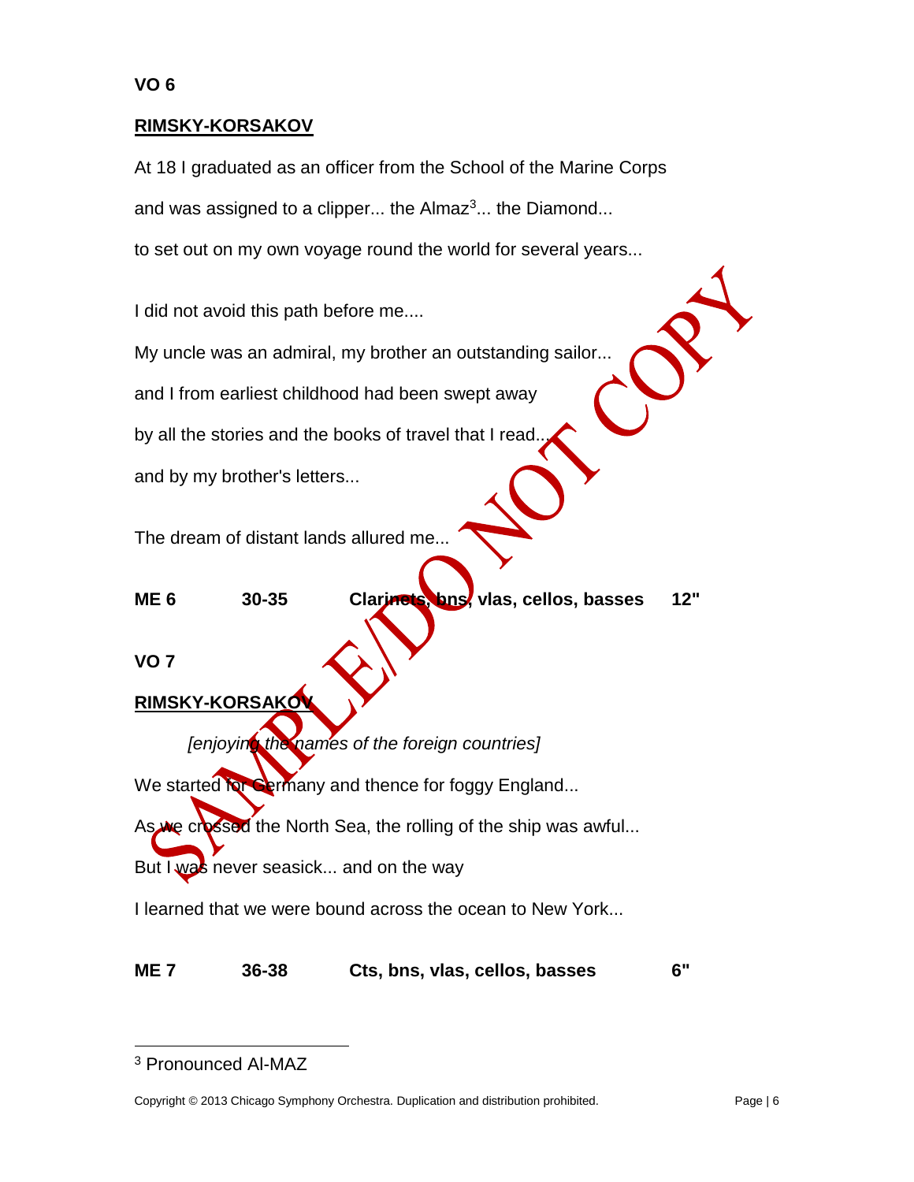**VO 6**

**RIMSKY-KORSAKOV**

At 18 I graduated as an officer from the School of the Marine Corps

and was assigned to a clipper... the Almaz[3]... the Diamond...

to set out on my own voyage round the world for several years...

I did not avoid this path before me....

My uncle was an admiral, my brother an outstanding sailor...

and I from earliest childhood had been swept away

by all the stories and the books of travel that I read...

and by my brother's letters...

The dream of distant lands allured me...

| **ME 6** | **30-35** | **Clarinets, bns, vlas, cellos, basses** | **12"** |
|---|---|---|---|

**VO 7**

**RIMSKY-KORSAKOV**

*[enjoying the names of the foreign countries]*

We started for Germany and thence for foggy England...

As we crossed the North Sea, the rolling of the ship was awful...

But I was never seasick... and on the way

I learned that we were bound across the ocean to New York...

| **ME 7** | **36-38** | **Cts, bns, vlas, cellos, basses** | **6"** |
|---|---|---|---|

[3] Pronounced Al-MAZ

Copyright © 2013 Chicago Symphony Orchestra. Duplication and distribution prohibited.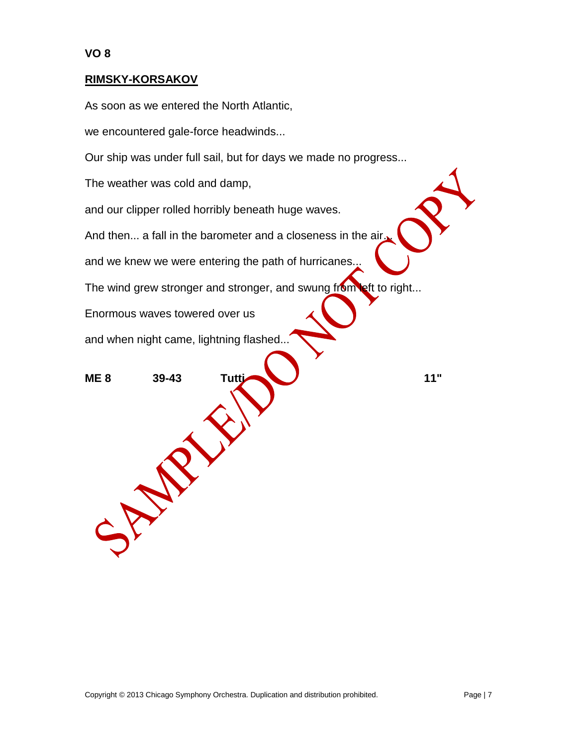**VO 8**

**RIMSKY-KORSAKOV**

As soon as we entered the North Atlantic,

we encountered gale-force headwinds...

Our ship was under full sail, but for days we made no progress...

The weather was cold and damp,

and our clipper rolled horribly beneath huge waves.

And then... a fall in the barometer and a closeness in the air...

and we knew we were entering the path of hurricanes...

The wind grew stronger and stronger, and swung from left to right...

Enormous waves towered over us

and when night came, lightning flashed...

**ME 8 39-43 Tutti 11"**

SAMPLE/DO NOT COPY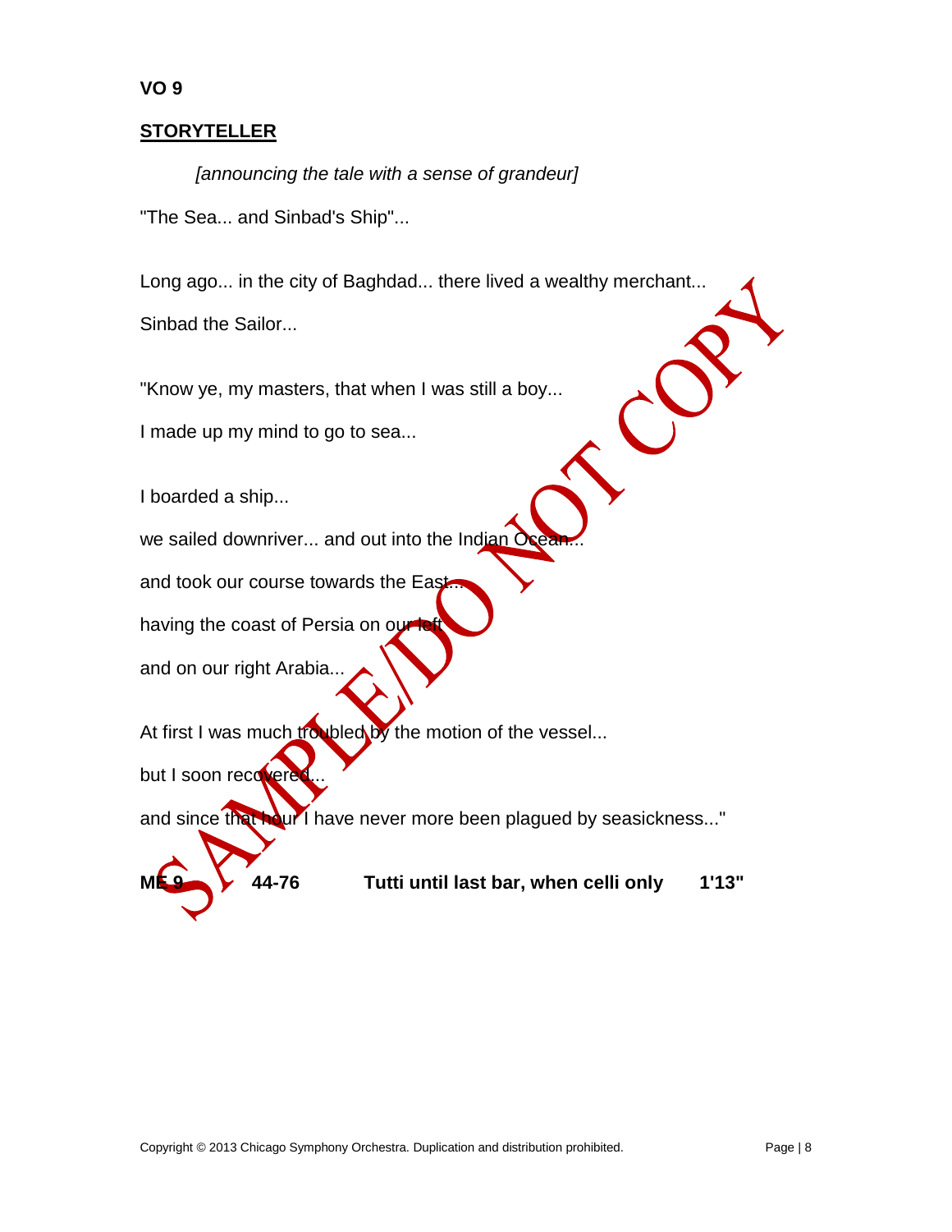**VO 9**

**STORYTELLER**

*[announcing the tale with a sense of grandeur]*

"The Sea... and Sinbad's Ship"...

Long ago... in the city of Baghdad... there lived a wealthy merchant...

Sinbad the Sailor...

"Know ye, my masters, that when I was still a boy...

I made up my mind to go to sea...

I boarded a ship...

we sailed downriver... and out into the Indian Ocean...

and took our course towards the East...

having the coast of Persia on our left

and on our right Arabia...

At first I was much troubled by the motion of the vessel...

but I soon recovered...

and since that hour I have never more been plagued by seasickness..."

| **ME 9** | **44-76** | **Tutti until last bar, when celli only** | **1'13"** |
|---|---|---|---|

SAMPLE/DO NOT COPY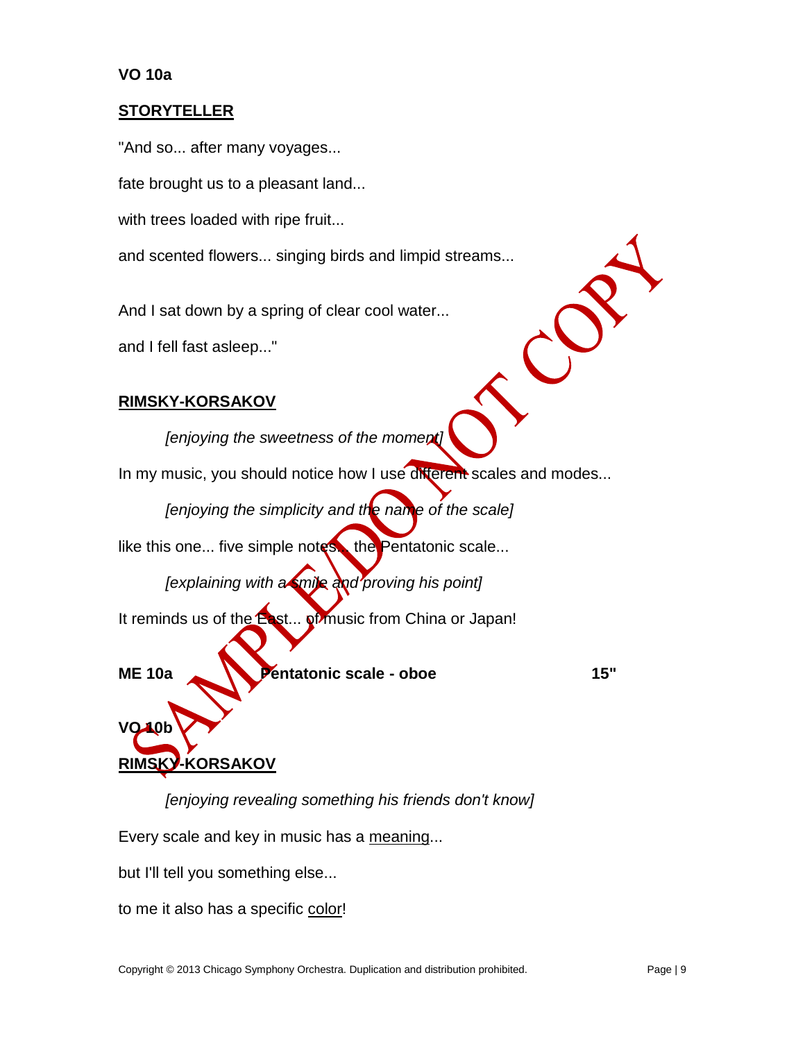**VO 10a**

**STORYTELLER**

"And so... after many voyages...

fate brought us to a pleasant land...

with trees loaded with ripe fruit...

and scented flowers... singing birds and limpid streams...

And I sat down by a spring of clear cool water...

and I fell fast asleep..."

**RIMSKY-KORSAKOV**

*[enjoying the sweetness of the moment]*

In my music, you should notice how I use different scales and modes...

*[enjoying the simplicity and the name of the scale]*

like this one... five simple notes... the Pentatonic scale...

*[explaining with a smile and proving his point]*

It reminds us of the East... of music from China or Japan!

**ME 10a Pentatonic scale - oboe 15"**

**VO 10b**

**RIMSKY-KORSAKOV**

*[enjoying revealing something his friends don't know]*

Every scale and key in music has a meaning...

but I'll tell you something else...

to me it also has a specific color!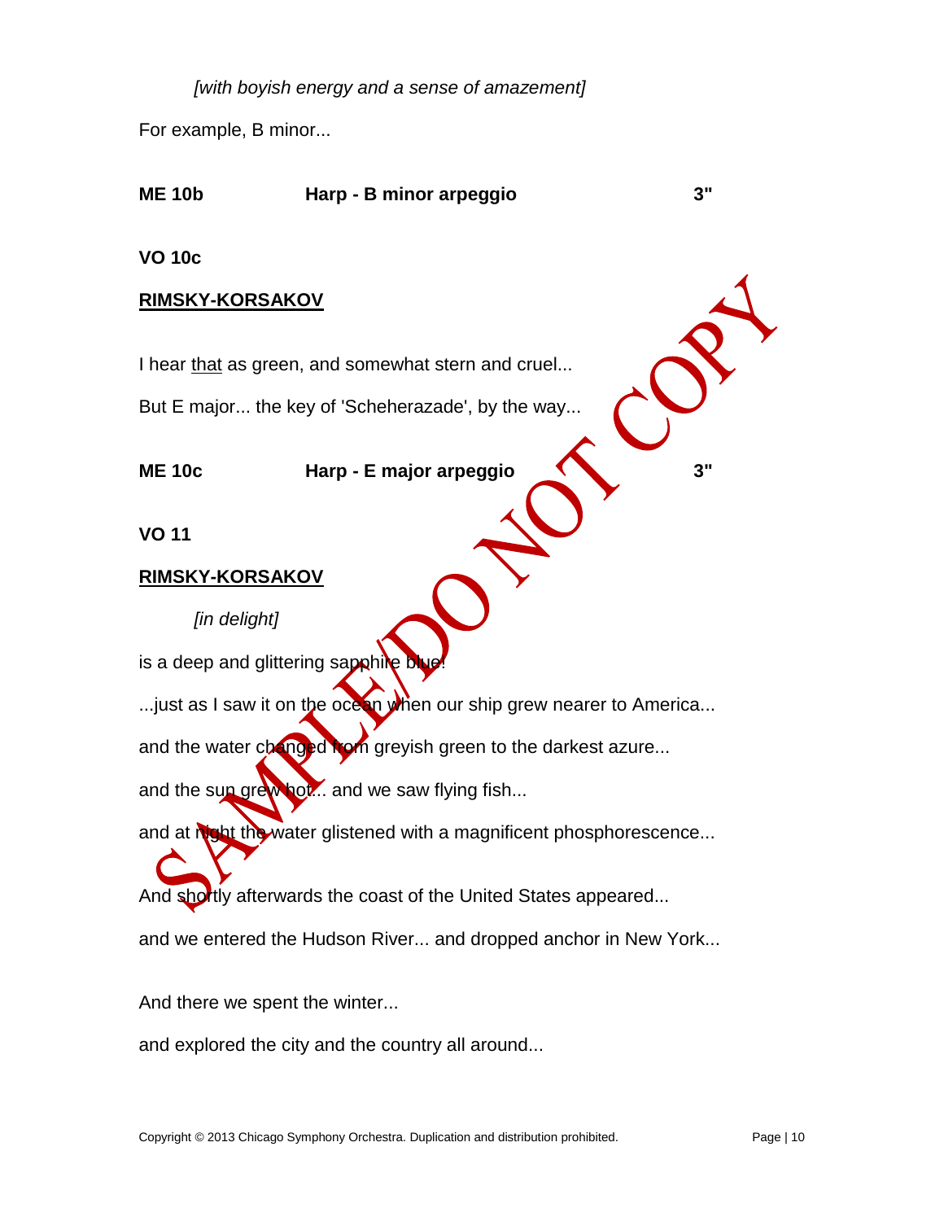*[with boyish energy and a sense of amazement]*

For example, B minor...

**ME 10b** **Harp - B minor arpeggio** **3"**

**VO 10c**

**RIMSKY-KORSAKOV**

I hear that as green, and somewhat stern and cruel...

But E major... the key of 'Scheherazade', by the way...

**ME 10c** **Harp - E major arpeggio** **3"**

**VO 11**

**RIMSKY-KORSAKOV**

*[in delight]*

is a deep and glittering sapphire blue!

...just as I saw it on the ocean when our ship grew nearer to America...

and the water changed from greyish green to the darkest azure...

and the sun grew hot... and we saw flying fish...

and at night the water glistened with a magnificent phosphorescence...

And shortly afterwards the coast of the United States appeared...

and we entered the Hudson River... and dropped anchor in New York...

And there we spent the winter...

and explored the city and the country all around...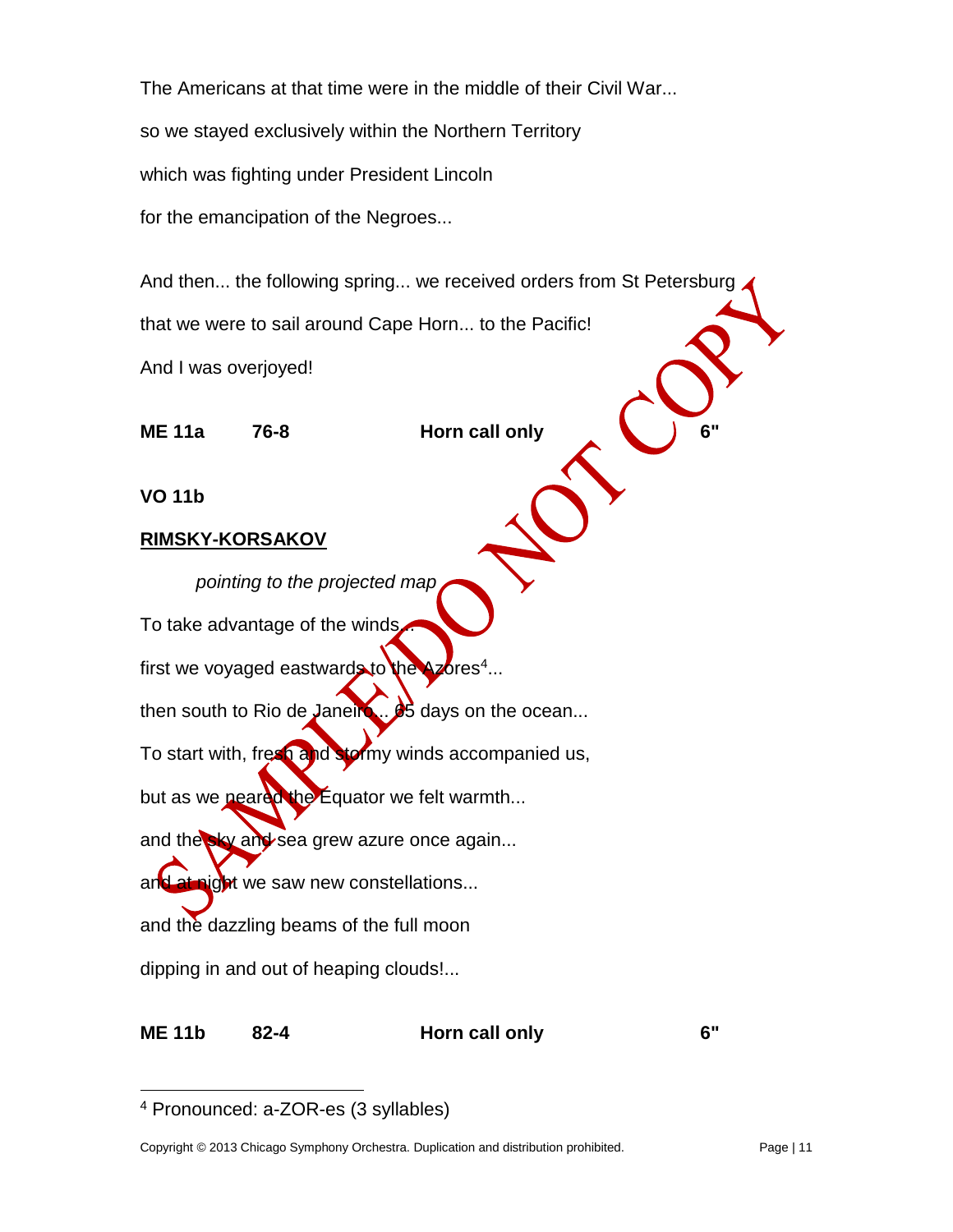The Americans at that time were in the middle of their Civil War...

so we stayed exclusively within the Northern Territory

which was fighting under President Lincoln

for the emancipation of the Negroes...

And then... the following spring... we received orders from St Petersburg

that we were to sail around Cape Horn... to the Pacific!

And I was overjoyed!

**ME 11a        76-8                    Horn call only                    6"**

**VO 11b**

**RIMSKY-KORSAKOV**

*pointing to the projected map*

To take advantage of the winds...

first we voyaged eastwards to the Azores[4]...

then south to Rio de Janeiro... 65 days on the ocean...

To start with, fresh and stormy winds accompanied us,

but as we neared the Equator we felt warmth...

and the sky and sea grew azure once again...

and at night we saw new constellations...

and the dazzling beams of the full moon

dipping in and out of heaping clouds!...

**ME 11b        82-4                    Horn call only                    6"**

[4] Pronounced: a-ZOR-es (3 syllables)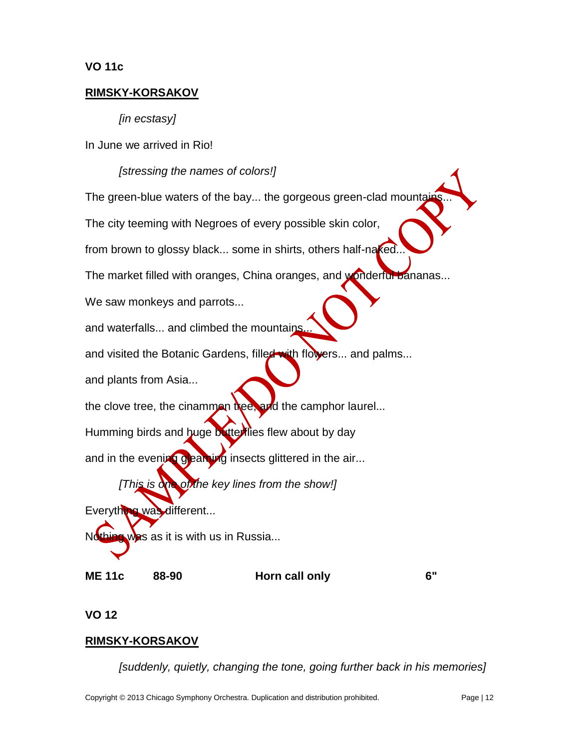**VO 11c**

**RIMSKY-KORSAKOV**

*[in ecstasy]*

In June we arrived in Rio!

*[stressing the names of colors!]*

The green-blue waters of the bay... the gorgeous green-clad mountains...

The city teeming with Negroes of every possible skin color,

from brown to glossy black... some in shirts, others half-naked...

The market filled with oranges, China oranges, and wonderful bananas...

We saw monkeys and parrots...

and waterfalls... and climbed the mountains...

and visited the Botanic Gardens, filled with flowers... and palms...

and plants from Asia...

the clove tree, the cinnamon tree, and the camphor laurel...

Humming birds and huge butterflies flew about by day

and in the evening gleaming insects glittered in the air...

*[This is one of the key lines from the show!]*

Everything was different...

Nothing was as it is with us in Russia...

**ME 11c** **88-90** **Horn call only** **6"**

**VO 12**

**RIMSKY-KORSAKOV**

*[suddenly, quietly, changing the tone, going further back in his memories]*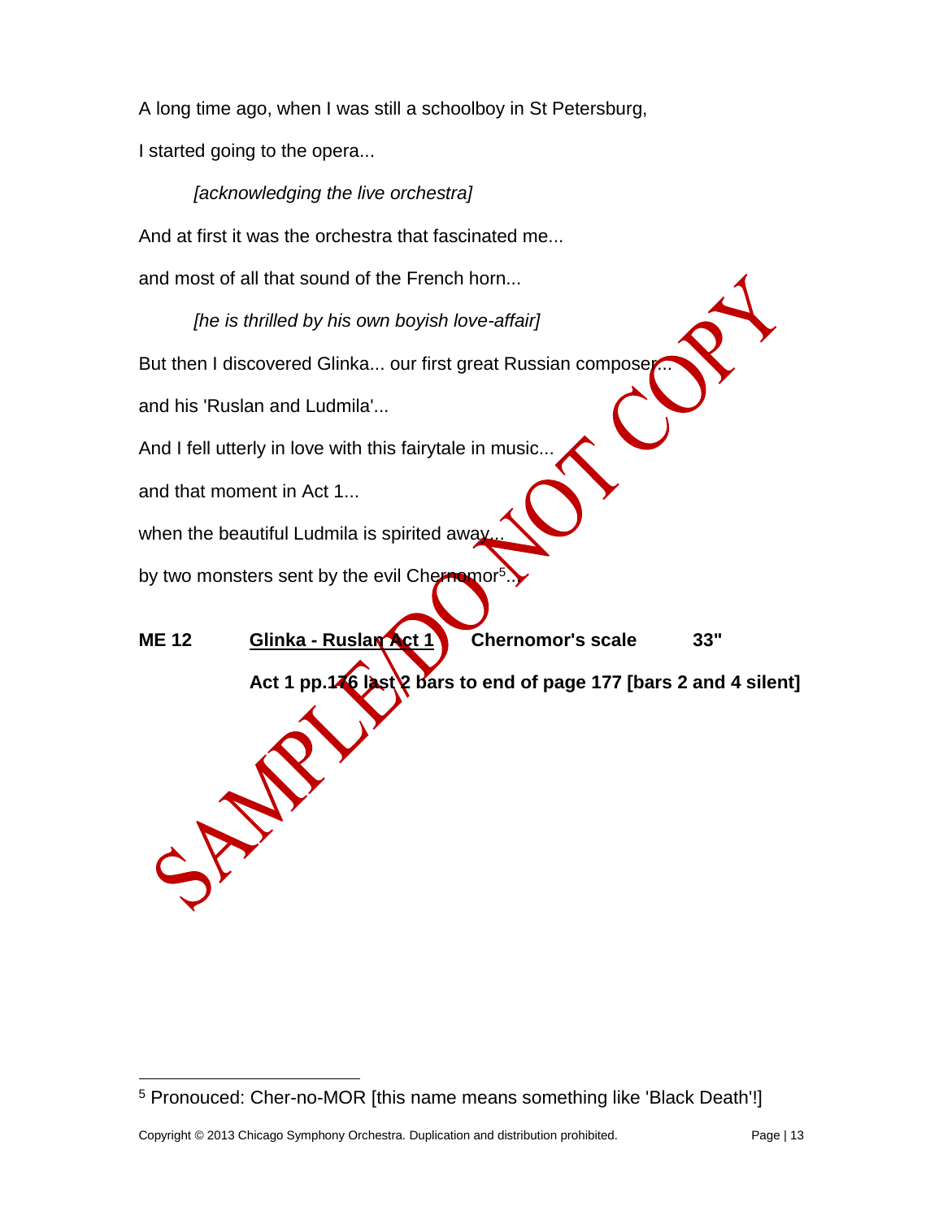A long time ago, when I was still a schoolboy in St Petersburg,

I started going to the opera...

*[acknowledging the live orchestra]*

And at first it was the orchestra that fascinated me...

and most of all that sound of the French horn...

*[he is thrilled by his own boyish love-affair]*

But then I discovered Glinka... our first great Russian composer...

and his 'Ruslan and Ludmila'...

And I fell utterly in love with this fairytale in music...

and that moment in Act 1...

when the beautiful Ludmila is spirited away...

by two monsters sent by the evil Chernomor[5]...

**ME 12** **Glinka - Ruslan Act 1** **Chernomor's scale** **33"**

**Act 1 pp.176 last 2 bars to end of page 177 [bars 2 and 4 silent]**

[5] Pronouced: Cher-no-MOR [this name means something like 'Black Death'!]

Copyright © 2013 Chicago Symphony Orchestra. Duplication and distribution prohibited.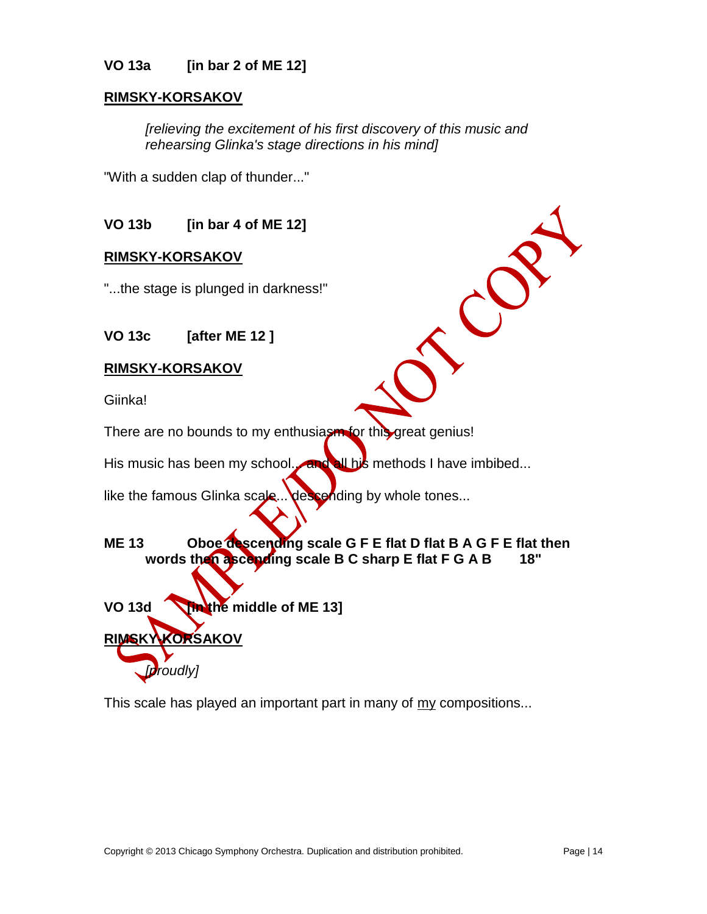**VO 13a [in bar 2 of ME 12]**

**RIMSKY-KORSAKOV**

*[relieving the excitement of his first discovery of this music and rehearsing Glinka's stage directions in his mind]*

"With a sudden clap of thunder..."

**VO 13b [in bar 4 of ME 12]**

**RIMSKY-KORSAKOV**

"...the stage is plunged in darkness!"

**VO 13c [after ME 12 ]**

**RIMSKY-KORSAKOV**

Giinka!

There are no bounds to my enthusiasm for this great genius!

His music has been my school... and all his methods I have imbibed...

like the famous Glinka scale... descending by whole tones...

**ME 13 Oboe descending scale G F E flat D flat B A G F E flat then words then ascending scale B C sharp E flat F G A B 18"**

**VO 13d [in the middle of ME 13]**

**RIMSKY-KORSAKOV**

*[proudly]*

This scale has played an important part in many of my compositions...

Copyright © 2013 Chicago Symphony Orchestra. Duplication and distribution prohibited.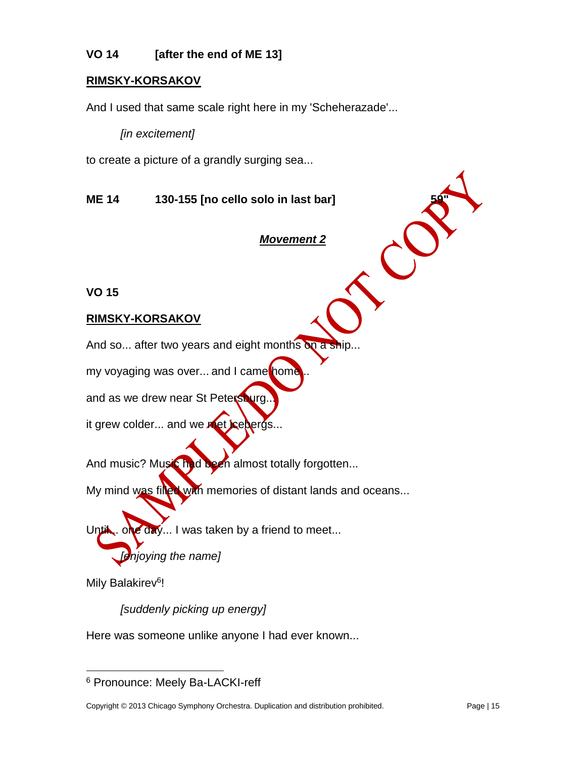**VO 14 [after the end of ME 13]**

**RIMSKY-KORSAKOV**

And I used that same scale right here in my 'Scheherazade'...

*[in excitement]*

to create a picture of a grandly surging sea...

**ME 14 130-155 [no cello solo in last bar] 59"**

***Movement 2***

**VO 15**

**RIMSKY-KORSAKOV**

And so... after two years and eight months on a ship...

my voyaging was over... and I came home...

and as we drew near St Petersburg...

it grew colder... and we met icebergs...

And music? Music had been almost totally forgotten...

My mind was filled with memories of distant lands and oceans...

Until... one day... I was taken by a friend to meet...

*[enjoying the name]*

Mily Balakirev[6]!

*[suddenly picking up energy]*

Here was someone unlike anyone I had ever known...

[6] Pronounce: Meely Ba-LACKI-reff

Copyright © 2013 Chicago Symphony Orchestra. Duplication and distribution prohibited.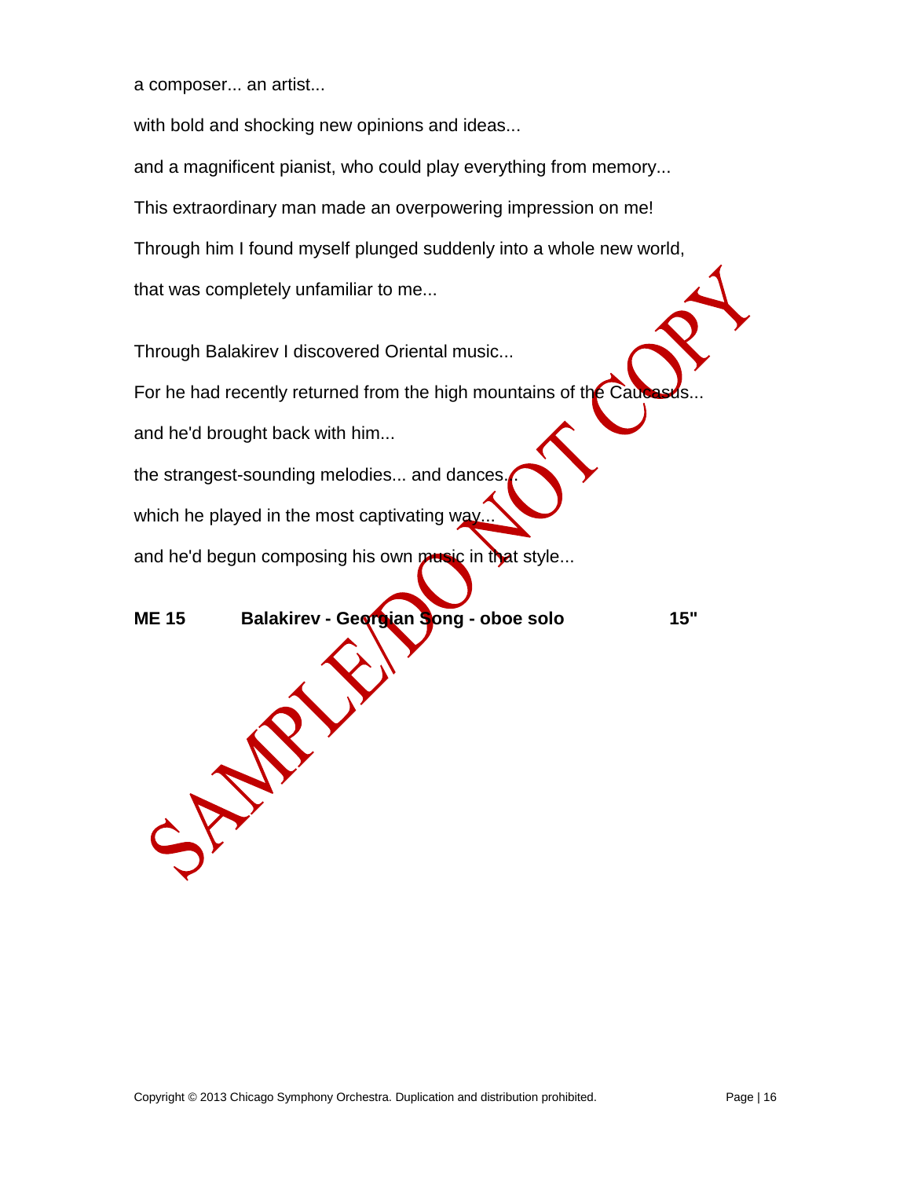a composer... an artist...

with bold and shocking new opinions and ideas...

and a magnificent pianist, who could play everything from memory...

This extraordinary man made an overpowering impression on me!

Through him I found myself plunged suddenly into a whole new world,

that was completely unfamiliar to me...

Through Balakirev I discovered Oriental music...

For he had recently returned from the high mountains of the Caucasus...

and he'd brought back with him...

the strangest-sounding melodies... and dances...

which he played in the most captivating way...

and he'd begun composing his own music in that style...

**ME 15 Balakirev - Georgian Song - oboe solo 15"**

Copyright © 2013 Chicago Symphony Orchestra. Duplication and distribution prohibited.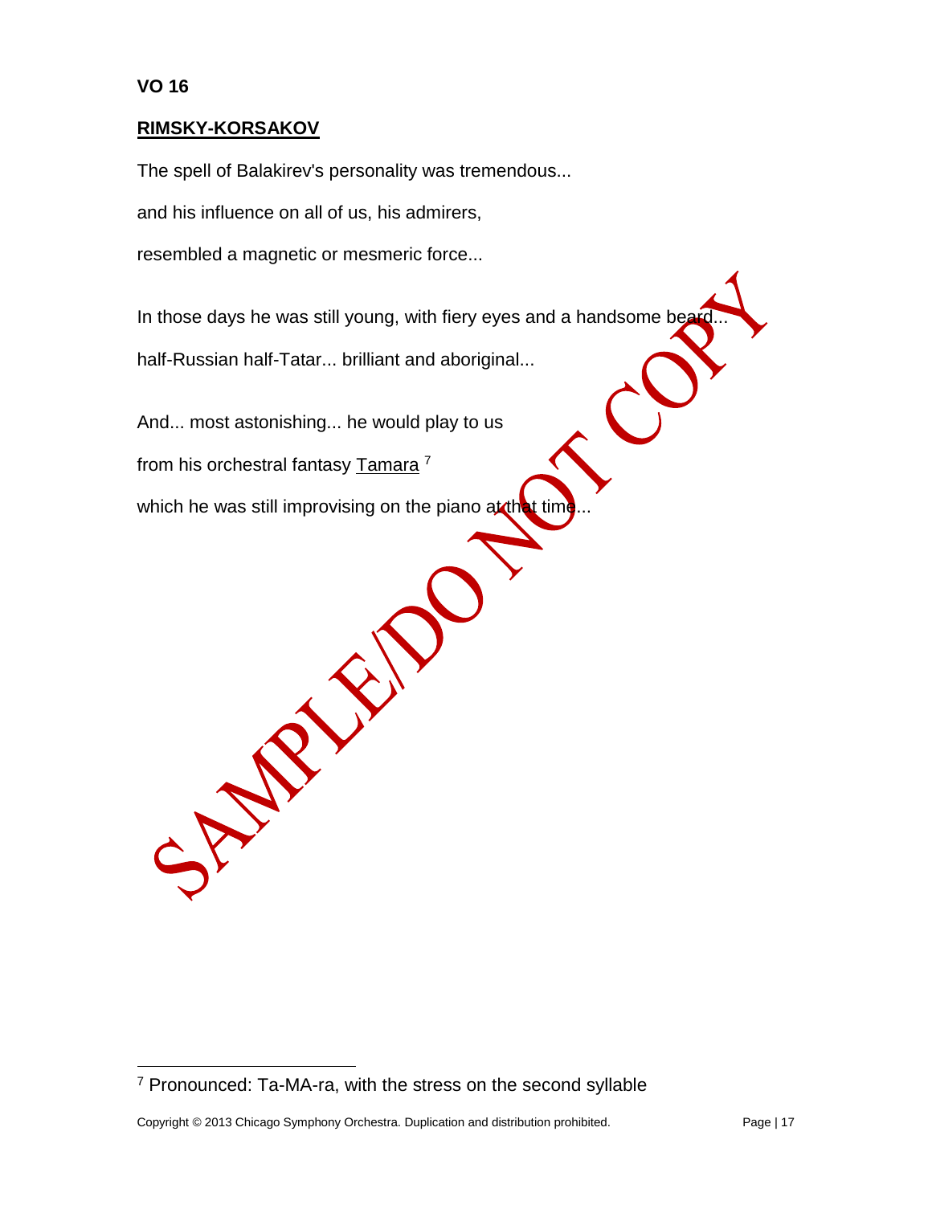**VO 16**

**RIMSKY-KORSAKOV**

The spell of Balakirev's personality was tremendous...

and his influence on all of us, his admirers,

resembled a magnetic or mesmeric force...

In those days he was still young, with fiery eyes and a handsome beard...

half-Russian half-Tatar... brilliant and aboriginal...

And... most astonishing... he would play to us

from his orchestral fantasy Tamara [7]

which he was still improvising on the piano at that time...

---

[7] Pronounced: Ta-MA-ra, with the stress on the second syllable

Copyright © 2013 Chicago Symphony Orchestra. Duplication and distribution prohibited.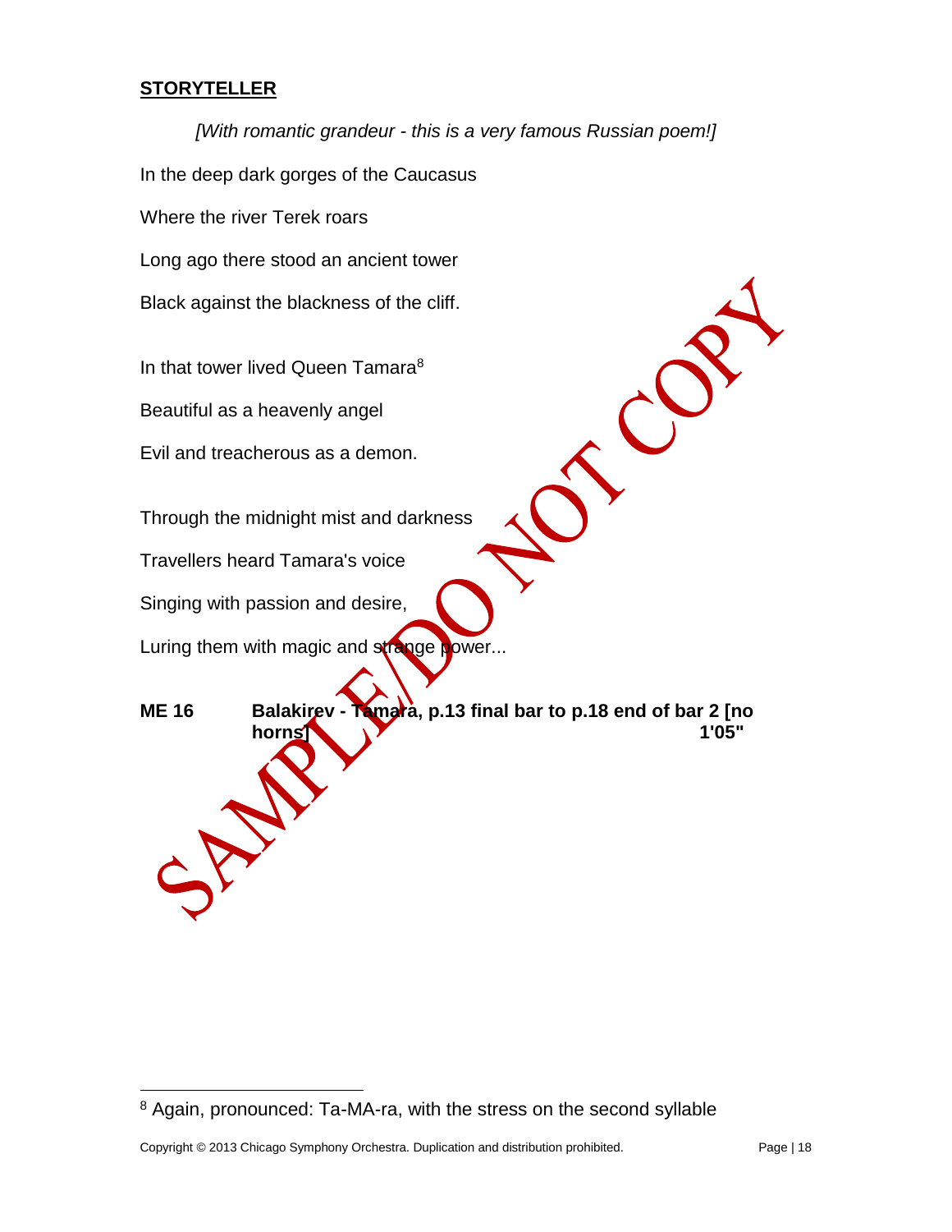**STORYTELLER**

*[With romantic grandeur - this is a very famous Russian poem!]*

In the deep dark gorges of the Caucasus

Where the river Terek roars

Long ago there stood an ancient tower

Black against the blackness of the cliff.

In that tower lived Queen Tamara[8]

Beautiful as a heavenly angel

Evil and treacherous as a demon.

Through the midnight mist and darkness

Travellers heard Tamara's voice

Singing with passion and desire,

Luring them with magic and strange power...

**ME 16** **Balakirev - Tamara, p.13 final bar to p.18 end of bar 2 [no horns] 1'05"**

SAMPLE/DO NOT COPY

---

[8] Again, pronounced: Ta-MA-ra, with the stress on the second syllable

Copyright © 2013 Chicago Symphony Orchestra. Duplication and distribution prohibited.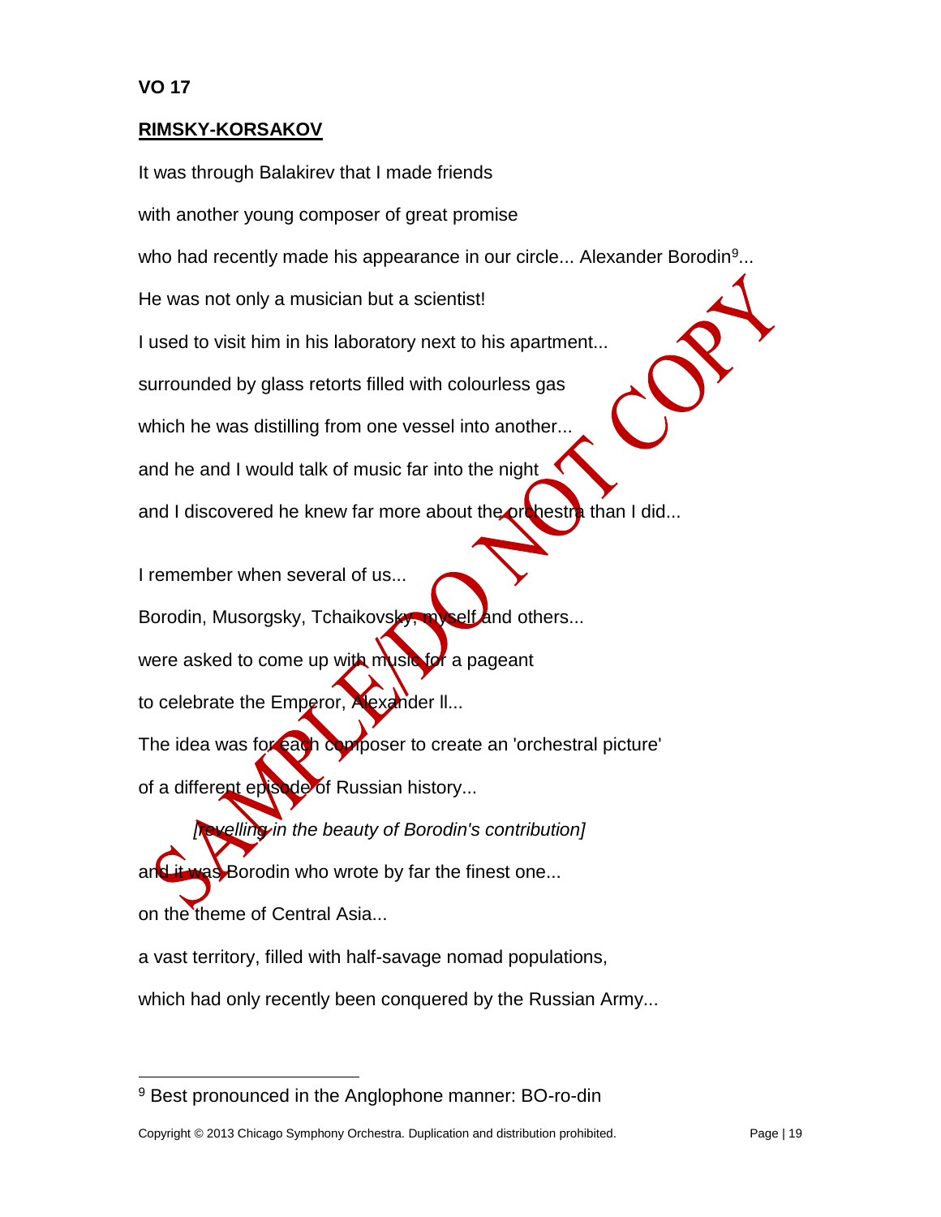**VO 17**

**RIMSKY-KORSAKOV**

It was through Balakirev that I made friends

with another young composer of great promise

who had recently made his appearance in our circle... Alexander Borodin[9]...

He was not only a musician but a scientist!

I used to visit him in his laboratory next to his apartment...

surrounded by glass retorts filled with colourless gas

which he was distilling from one vessel into another...

and he and I would talk of music far into the night

and I discovered he knew far more about the orchestra than I did...

I remember when several of us...

Borodin, Musorgsky, Tchaikovsky, myself and others...

were asked to come up with music for a pageant

to celebrate the Emperor, Alexander II...

The idea was for each composer to create an 'orchestral picture'

of a different episode of Russian history...

*[revelling in the beauty of Borodin's contribution]*

and it was Borodin who wrote by far the finest one...

on the theme of Central Asia...

a vast territory, filled with half-savage nomad populations,

which had only recently been conquered by the Russian Army...

---

[9] Best pronounced in the Anglophone manner: BO-ro-din

Copyright © 2013 Chicago Symphony Orchestra. Duplication and distribution prohibited.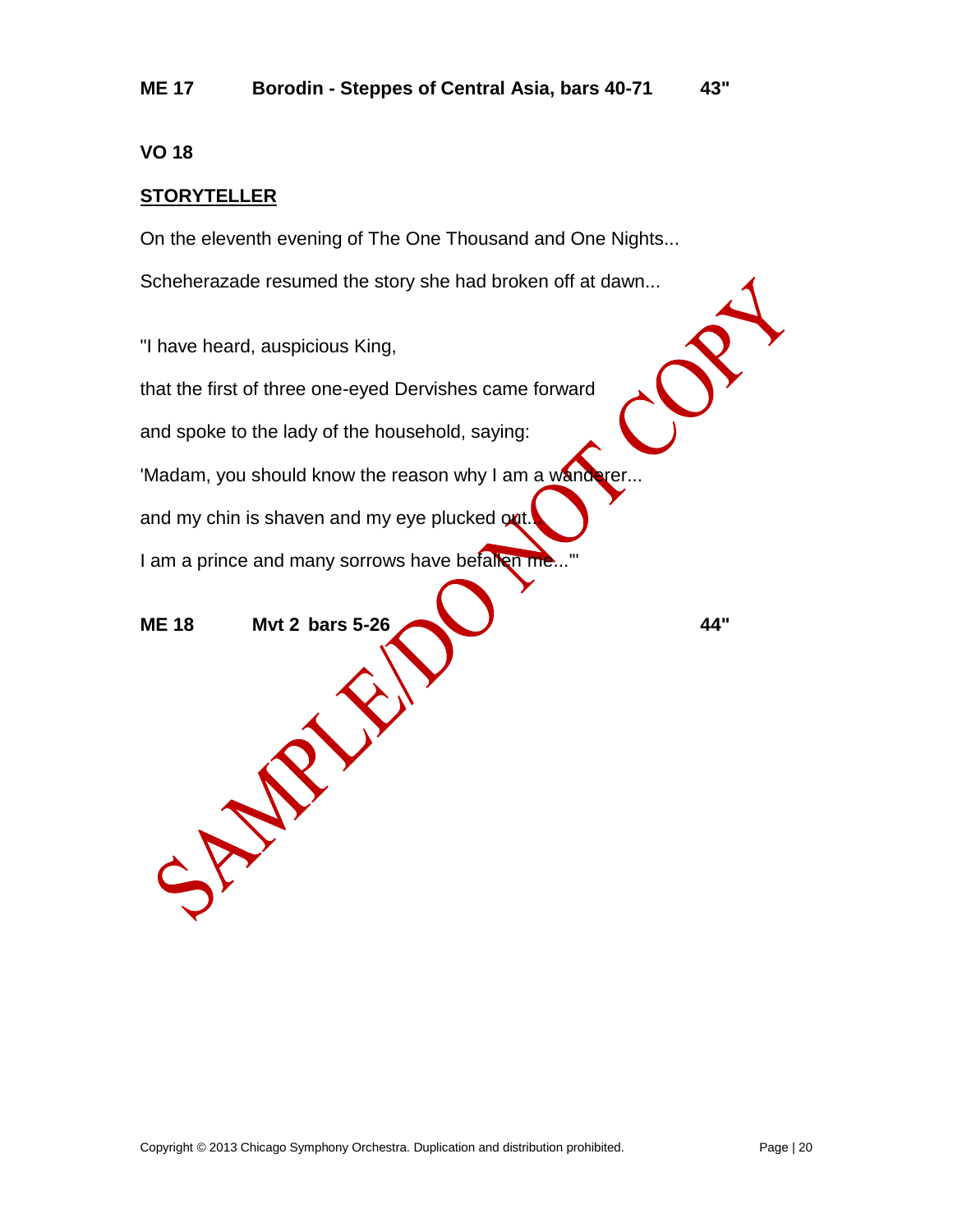**ME 17 Borodin - Steppes of Central Asia, bars 40-71 43"**

**VO 18**

**STORYTELLER**

On the eleventh evening of The One Thousand and One Nights...

Scheherazade resumed the story she had broken off at dawn...

"I have heard, auspicious King,

that the first of three one-eyed Dervishes came forward

and spoke to the lady of the household, saying:

'Madam, you should know the reason why I am a wanderer...

and my chin is shaven and my eye plucked out...

I am a prince and many sorrows have befallen me...'"

**ME 18 Mvt 2 bars 5-26 44"**